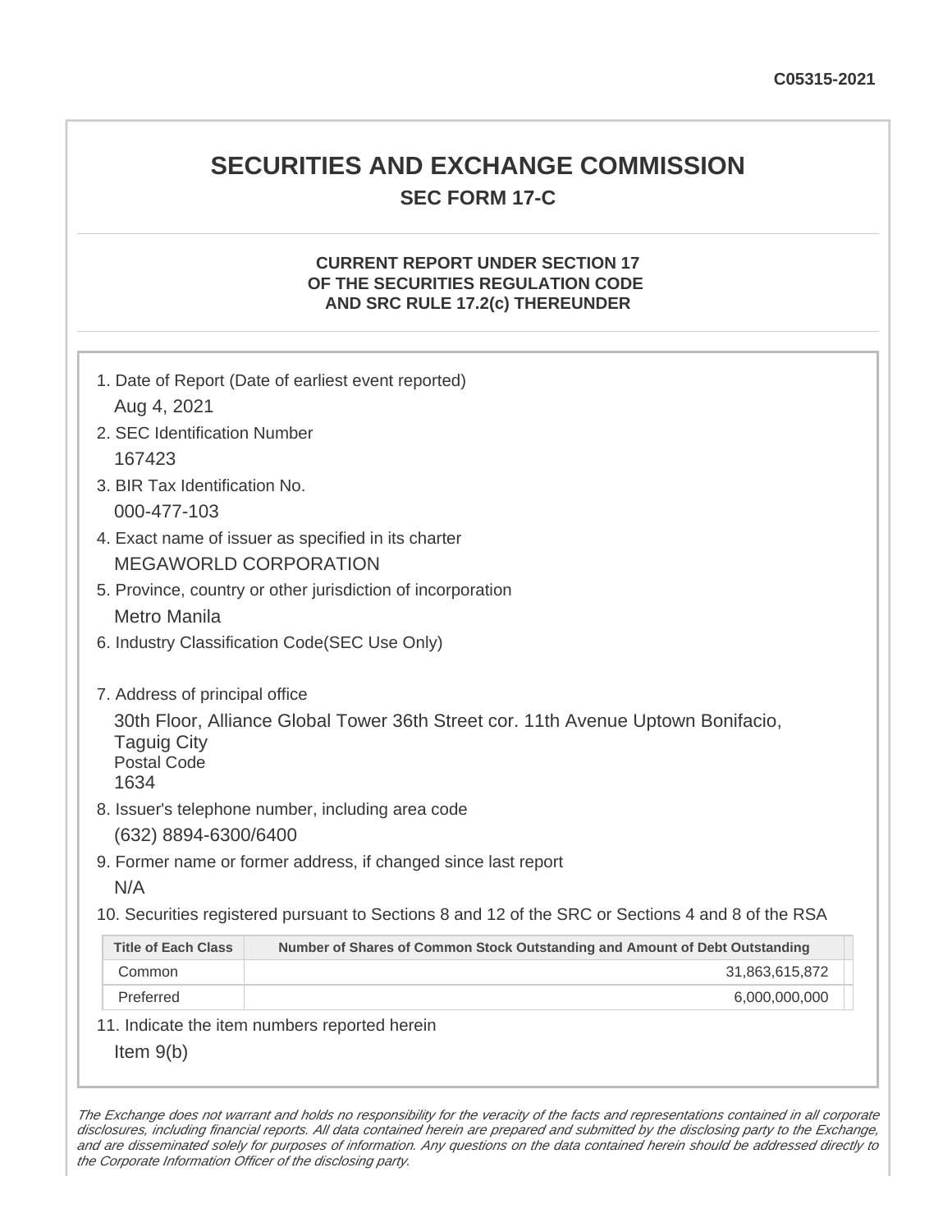C05315-2021

# SECURITIES AND EXCHANGE COMMISSION

## SEC FORM 17-C

### CURRENT REPORT UNDER SECTION 17 OF THE SECURITIES REGULATION CODE AND SRC RULE 17.2(c) THEREUNDER

1. Date of Report (Date of earliest event reported)

   Aug 4, 2021

2. SEC Identification Number

   167423

3. BIR Tax Identification No.

   000-477-103

4. Exact name of issuer as specified in its charter

   MEGAWORLD CORPORATION

5. Province, country or other jurisdiction of incorporation

   Metro Manila

6. Industry Classification Code(SEC Use Only)

7. Address of principal office

   30th Floor, Alliance Global Tower 36th Street cor. 11th Avenue Uptown Bonifacio, Taguig City
   Postal Code
   1634

8. Issuer's telephone number, including area code

   (632) 8894-6300/6400

9. Former name or former address, if changed since last report

   N/A

10. Securities registered pursuant to Sections 8 and 12 of the SRC or Sections 4 and 8 of the RSA

| Title of Each Class | Number of Shares of Common Stock Outstanding and Amount of Debt Outstanding |
|---|---|
| Common | 31,863,615,872 |
| Preferred | 6,000,000,000 |

11. Indicate the item numbers reported herein

    Item 9(b)

*The Exchange does not warrant and holds no responsibility for the veracity of the facts and representations contained in all corporate disclosures, including financial reports. All data contained herein are prepared and submitted by the disclosing party to the Exchange, and are disseminated solely for purposes of information. Any questions on the data contained herein should be addressed directly to the Corporate Information Officer of the disclosing party.*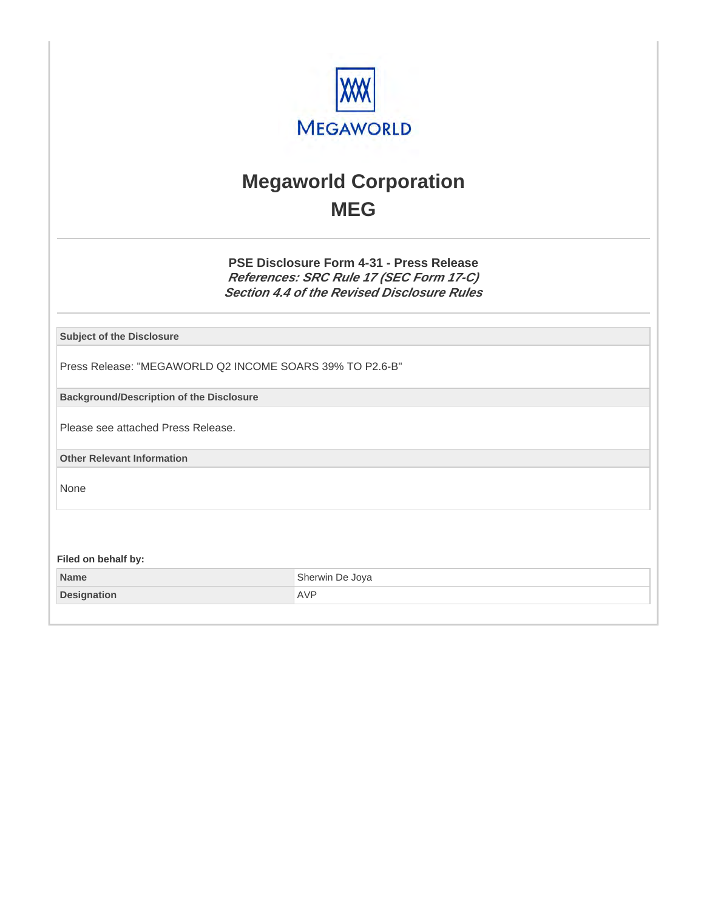# Megaworld Corporation

## MEG

### PSE Disclosure Form 4-31 - Press Release

***References: SRC Rule 17 (SEC Form 17-C)***
***Section 4.4 of the Revised Disclosure Rules***

**Subject of the Disclosure**

Press Release: "MEGAWORLD Q2 INCOME SOARS 39% TO P2.6-B"

**Background/Description of the Disclosure**

Please see attached Press Release.

**Other Relevant Information**

None

**Filed on behalf by:**

| Name | Sherwin De Joya |
| --- | --- |
| Designation | AVP |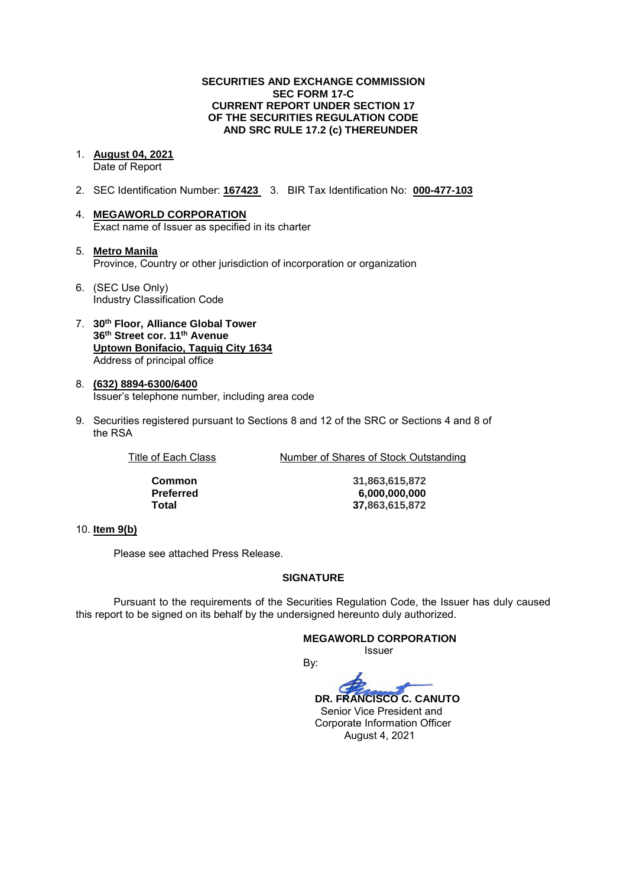**SECURITIES AND EXCHANGE COMMISSION**
**SEC FORM 17-C**
**CURRENT REPORT UNDER SECTION 17**
**OF THE SECURITIES REGULATION CODE**
**AND SRC RULE 17.2 (c) THEREUNDER**

1. **August 04, 2021**
   Date of Report

2. SEC Identification Number: **167423** 3. BIR Tax Identification No: **000-477-103**

4. **MEGAWORLD CORPORATION**
   Exact name of Issuer as specified in its charter

5. **Metro Manila**
   Province, Country or other jurisdiction of incorporation or organization

6. (SEC Use Only)
   Industry Classification Code

7. **30th Floor, Alliance Global Tower**
   **36th Street cor. 11th Avenue**
   **Uptown Bonifacio, Taguig City 1634**
   Address of principal office

8. **(632) 8894-6300/6400**
   Issuer's telephone number, including area code

9. Securities registered pursuant to Sections 8 and 12 of the SRC or Sections 4 and 8 of the RSA

| Title of Each Class | Number of Shares of Stock Outstanding |
|---|---|
| **Common** | **31,863,615,872** |
| **Preferred** | **6,000,000,000** |
| **Total** | **37,863,615,872** |

10. **Item 9(b)**

Please see attached Press Release.

**SIGNATURE**

Pursuant to the requirements of the Securities Regulation Code, the Issuer has duly caused this report to be signed on its behalf by the undersigned hereunto duly authorized.

**MEGAWORLD CORPORATION**
Issuer

By:

**DR. FRANCISCO C. CANUTO**
Senior Vice President and
Corporate Information Officer
August 4, 2021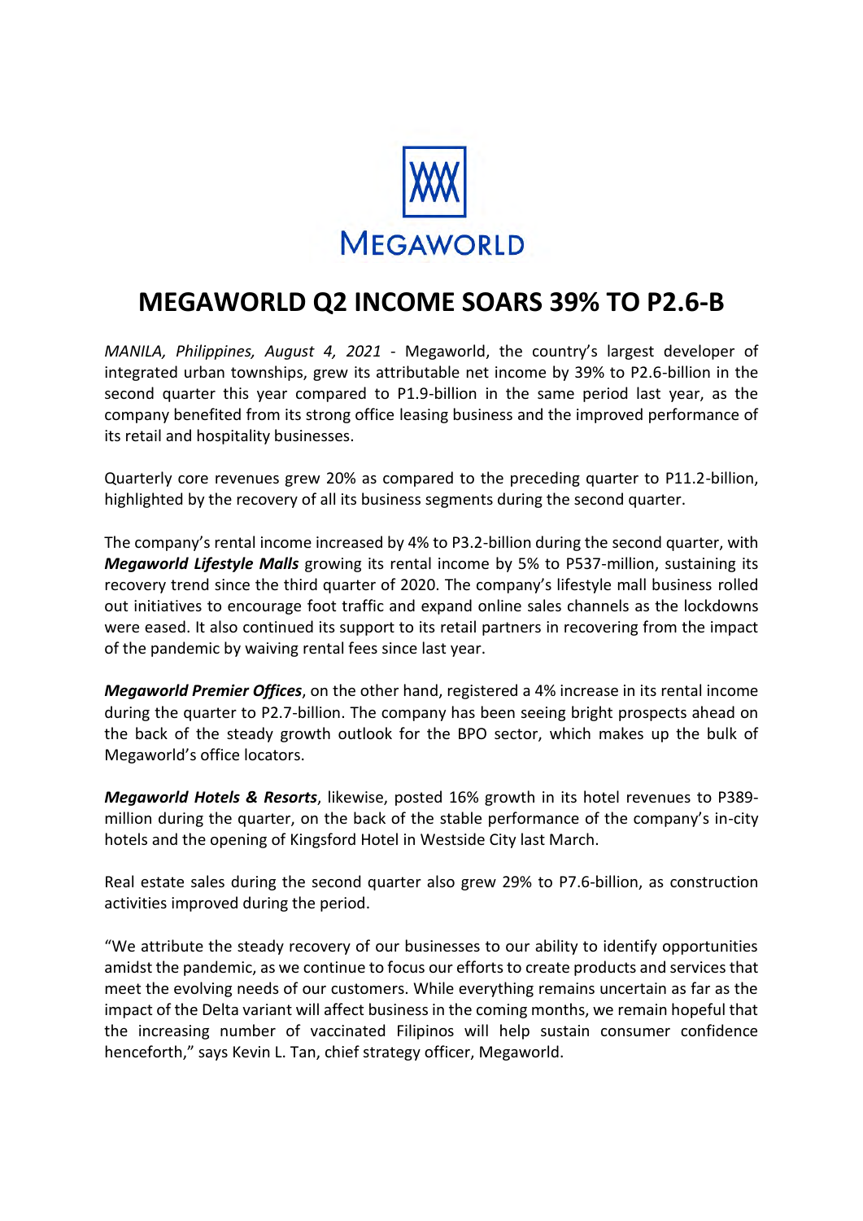MEGAWORLD

# MEGAWORLD Q2 INCOME SOARS 39% TO P2.6-B

*MANILA, Philippines, August 4, 2021* - Megaworld, the country's largest developer of integrated urban townships, grew its attributable net income by 39% to P2.6-billion in the second quarter this year compared to P1.9-billion in the same period last year, as the company benefited from its strong office leasing business and the improved performance of its retail and hospitality businesses.

Quarterly core revenues grew 20% as compared to the preceding quarter to P11.2-billion, highlighted by the recovery of all its business segments during the second quarter.

The company's rental income increased by 4% to P3.2-billion during the second quarter, with ***Megaworld Lifestyle Malls*** growing its rental income by 5% to P537-million, sustaining its recovery trend since the third quarter of 2020. The company's lifestyle mall business rolled out initiatives to encourage foot traffic and expand online sales channels as the lockdowns were eased. It also continued its support to its retail partners in recovering from the impact of the pandemic by waiving rental fees since last year.

***Megaworld Premier Offices***, on the other hand, registered a 4% increase in its rental income during the quarter to P2.7-billion. The company has been seeing bright prospects ahead on the back of the steady growth outlook for the BPO sector, which makes up the bulk of Megaworld's office locators.

***Megaworld Hotels & Resorts***, likewise, posted 16% growth in its hotel revenues to P389-million during the quarter, on the back of the stable performance of the company's in-city hotels and the opening of Kingsford Hotel in Westside City last March.

Real estate sales during the second quarter also grew 29% to P7.6-billion, as construction activities improved during the period.

"We attribute the steady recovery of our businesses to our ability to identify opportunities amidst the pandemic, as we continue to focus our efforts to create products and services that meet the evolving needs of our customers. While everything remains uncertain as far as the impact of the Delta variant will affect business in the coming months, we remain hopeful that the increasing number of vaccinated Filipinos will help sustain consumer confidence henceforth," says Kevin L. Tan, chief strategy officer, Megaworld.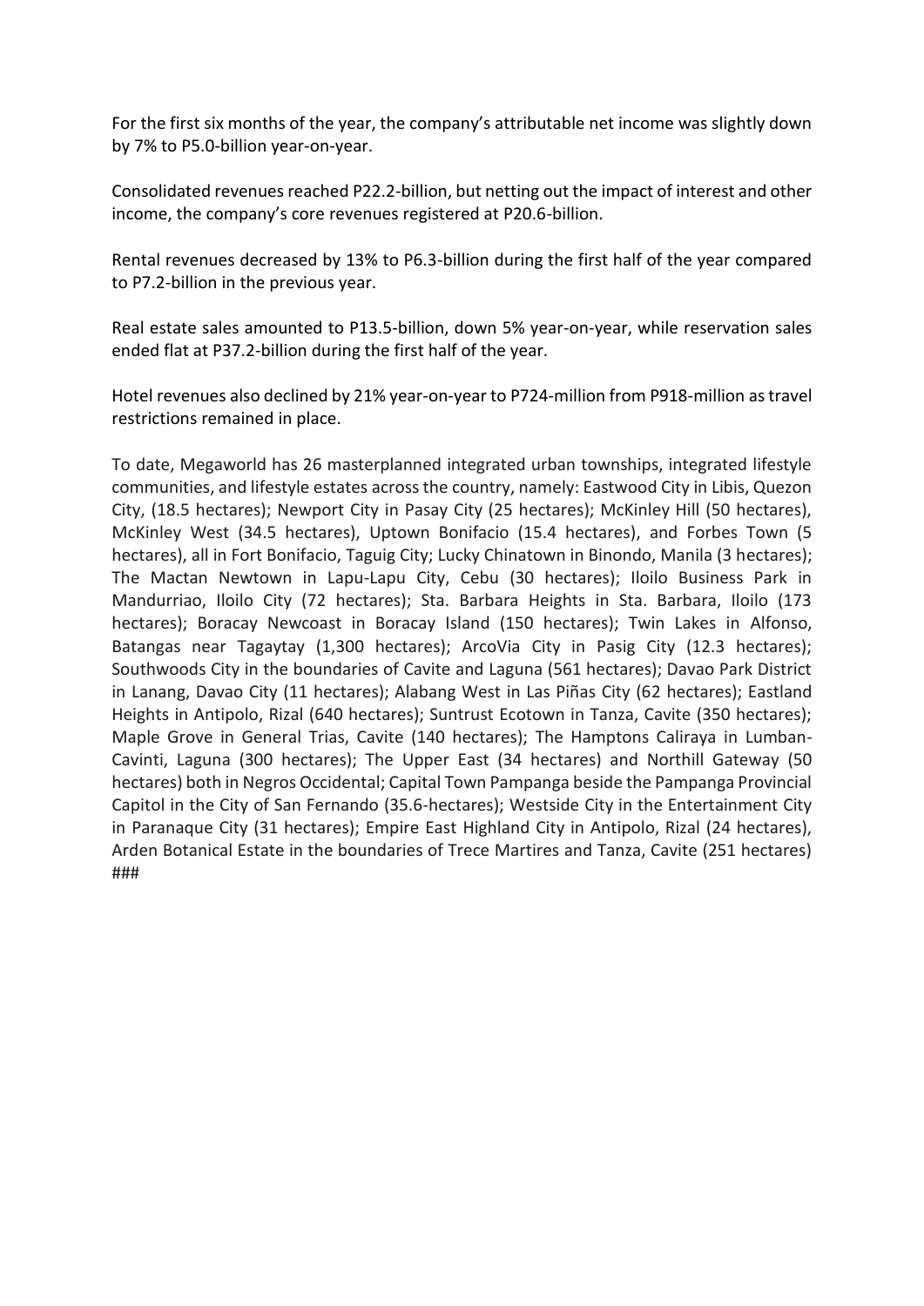For the first six months of the year, the company's attributable net income was slightly down by 7% to P5.0-billion year-on-year.

Consolidated revenues reached P22.2-billion, but netting out the impact of interest and other income, the company's core revenues registered at P20.6-billion.

Rental revenues decreased by 13% to P6.3-billion during the first half of the year compared to P7.2-billion in the previous year.

Real estate sales amounted to P13.5-billion, down 5% year-on-year, while reservation sales ended flat at P37.2-billion during the first half of the year.

Hotel revenues also declined by 21% year-on-year to P724-million from P918-million as travel restrictions remained in place.

To date, Megaworld has 26 masterplanned integrated urban townships, integrated lifestyle communities, and lifestyle estates across the country, namely: Eastwood City in Libis, Quezon City, (18.5 hectares); Newport City in Pasay City (25 hectares); McKinley Hill (50 hectares), McKinley West (34.5 hectares), Uptown Bonifacio (15.4 hectares), and Forbes Town (5 hectares), all in Fort Bonifacio, Taguig City; Lucky Chinatown in Binondo, Manila (3 hectares); The Mactan Newtown in Lapu-Lapu City, Cebu (30 hectares); Iloilo Business Park in Mandurriao, Iloilo City (72 hectares); Sta. Barbara Heights in Sta. Barbara, Iloilo (173 hectares); Boracay Newcoast in Boracay Island (150 hectares); Twin Lakes in Alfonso, Batangas near Tagaytay (1,300 hectares); ArcoVia City in Pasig City (12.3 hectares); Southwoods City in the boundaries of Cavite and Laguna (561 hectares); Davao Park District in Lanang, Davao City (11 hectares); Alabang West in Las Piñas City (62 hectares); Eastland Heights in Antipolo, Rizal (640 hectares); Suntrust Ecotown in Tanza, Cavite (350 hectares); Maple Grove in General Trias, Cavite (140 hectares); The Hamptons Caliraya in Lumban-Cavinti, Laguna (300 hectares); The Upper East (34 hectares) and Northill Gateway (50 hectares) both in Negros Occidental; Capital Town Pampanga beside the Pampanga Provincial Capitol in the City of San Fernando (35.6-hectares); Westside City in the Entertainment City in Paranaque City (31 hectares); Empire East Highland City in Antipolo, Rizal (24 hectares), Arden Botanical Estate in the boundaries of Trece Martires and Tanza, Cavite (251 hectares)
###